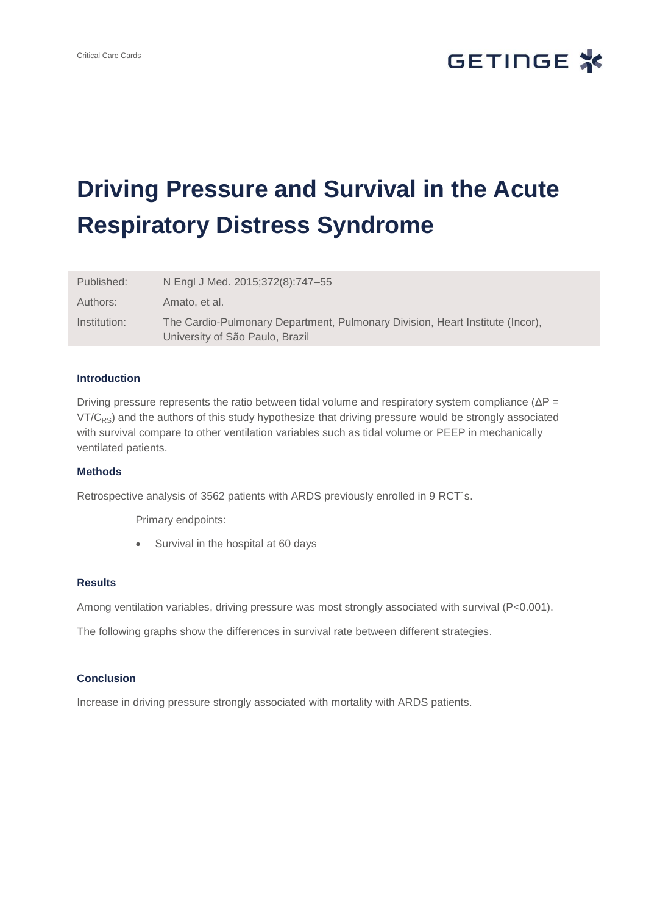# Driving Pressure and Survival in the Acute Respiratory Distress Syndrome

| | |
|---|---|
| Published: | N Engl J Med. 2015;372(8):747–55 |
| Authors: | Amato, et al. |
| Institution: | The Cardio-Pulmonary Department, Pulmonary Division, Heart Institute (Incor), University of São Paulo, Brazil |

### Introduction

Driving pressure represents the ratio between tidal volume and respiratory system compliance ($\Delta P = VT/C_{RS}$) and the authors of this study hypothesize that driving pressure would be strongly associated with survival compare to other ventilation variables such as tidal volume or PEEP in mechanically ventilated patients.

### Methods

Retrospective analysis of 3562 patients with ARDS previously enrolled in 9 RCT´s.

Primary endpoints:

- Survival in the hospital at 60 days

### Results

Among ventilation variables, driving pressure was most strongly associated with survival ($P<0.001$).

The following graphs show the differences in survival rate between different strategies.

### Conclusion

Increase in driving pressure strongly associated with mortality with ARDS patients.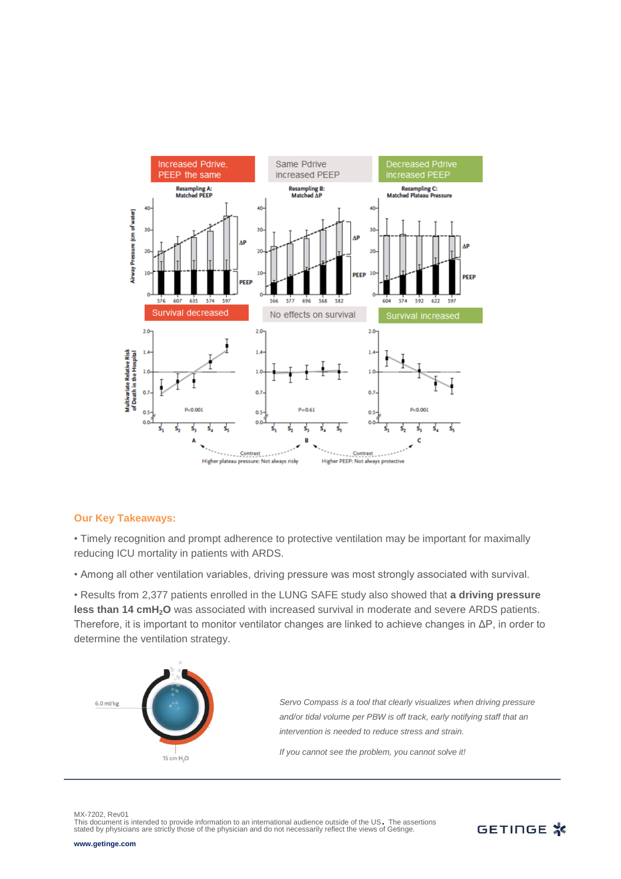Increased Pdrive, PEEP the same

Resampling A: Matched PEEP

Same Pdrive increased PEEP

Resampling B: Matched ΔP

Decreased Pdrive increased PEEP

Resampling C: Matched Plateau Pressure

Airway Pressure (cm of water)

ΔP

PEEP

576 607 635 574 597

566 577 696 568 582

604 574 592 622 597

Survival decreased

No effects on survival

Survival increased

Multivariate Relative Risk of Death in the Hospital

P<0.001

P=0.61

P<0.001

$S_1$ $S_2$ $S_3$ $S_4$ $S_5$

A

B

C

Contrast

Higher plateau pressure: Not always risky

Contrast

Higher PEEP: Not always protective

## Our Key Takeaways:

• Timely recognition and prompt adherence to protective ventilation may be important for maximally reducing ICU mortality in patients with ARDS.

• Among all other ventilation variables, driving pressure was most strongly associated with survival.

• Results from 2,377 patients enrolled in the LUNG SAFE study also showed that **a driving pressure less than 14 $cmH_2O$** was associated with increased survival in moderate and severe ARDS patients. Therefore, it is important to monitor ventilator changes are linked to achieve changes in ΔP, in order to determine the ventilation strategy.

6.0 ml/kg

15 cm $H_2O$

*Servo Compass is a tool that clearly visualizes when driving pressure and/or tidal volume per PBW is off track, early notifying staff that an intervention is needed to reduce stress and strain.*

*If you cannot see the problem, you cannot solve it!*

MX-7202, Rev01
This document is intended to provide information to an international audience outside of the US. The assertions stated by physicians are strictly those of the physician and do not necessarily reflect the views of Getinge.

GETINGE

**www.getinge.com**